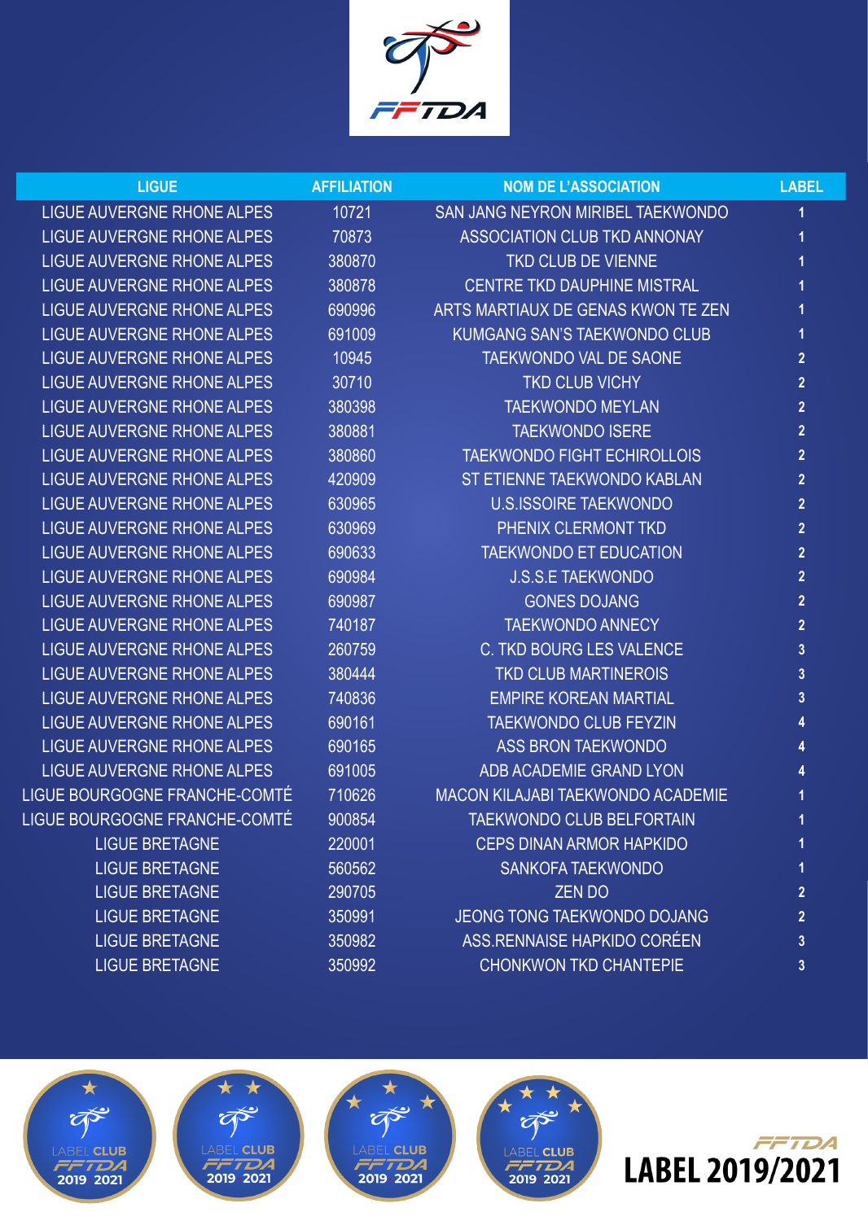| LIGUE | AFFILIATION | NOM DE L'ASSOCIATION | LABEL |
|---|---|---|---|
| LIGUE AUVERGNE RHONE ALPES | 10721 | SAN JANG NEYRON MIRIBEL TAEKWONDO | 1 |
| LIGUE AUVERGNE RHONE ALPES | 70873 | ASSOCIATION CLUB TKD ANNONAY | 1 |
| LIGUE AUVERGNE RHONE ALPES | 380870 | TKD CLUB DE VIENNE | 1 |
| LIGUE AUVERGNE RHONE ALPES | 380878 | CENTRE TKD DAUPHINE MISTRAL | 1 |
| LIGUE AUVERGNE RHONE ALPES | 690996 | ARTS MARTIAUX DE GENAS KWON TE ZEN | 1 |
| LIGUE AUVERGNE RHONE ALPES | 691009 | KUMGANG SAN'S TAEKWONDO CLUB | 1 |
| LIGUE AUVERGNE RHONE ALPES | 10945 | TAEKWONDO VAL DE SAONE | 2 |
| LIGUE AUVERGNE RHONE ALPES | 30710 | TKD CLUB VICHY | 2 |
| LIGUE AUVERGNE RHONE ALPES | 380398 | TAEKWONDO MEYLAN | 2 |
| LIGUE AUVERGNE RHONE ALPES | 380881 | TAEKWONDO ISERE | 2 |
| LIGUE AUVERGNE RHONE ALPES | 380860 | TAEKWONDO FIGHT ECHIROLLOIS | 2 |
| LIGUE AUVERGNE RHONE ALPES | 420909 | ST ETIENNE TAEKWONDO KABLAN | 2 |
| LIGUE AUVERGNE RHONE ALPES | 630965 | U.S.ISSOIRE TAEKWONDO | 2 |
| LIGUE AUVERGNE RHONE ALPES | 630969 | PHENIX CLERMONT TKD | 2 |
| LIGUE AUVERGNE RHONE ALPES | 690633 | TAEKWONDO ET EDUCATION | 2 |
| LIGUE AUVERGNE RHONE ALPES | 690984 | J.S.S.E TAEKWONDO | 2 |
| LIGUE AUVERGNE RHONE ALPES | 690987 | GONES DOJANG | 2 |
| LIGUE AUVERGNE RHONE ALPES | 740187 | TAEKWONDO ANNECY | 2 |
| LIGUE AUVERGNE RHONE ALPES | 260759 | C. TKD BOURG LES VALENCE | 3 |
| LIGUE AUVERGNE RHONE ALPES | 380444 | TKD CLUB MARTINEROIS | 3 |
| LIGUE AUVERGNE RHONE ALPES | 740836 | EMPIRE KOREAN MARTIAL | 3 |
| LIGUE AUVERGNE RHONE ALPES | 690161 | TAEKWONDO CLUB FEYZIN | 4 |
| LIGUE AUVERGNE RHONE ALPES | 690165 | ASS BRON TAEKWONDO | 4 |
| LIGUE AUVERGNE RHONE ALPES | 691005 | ADB ACADEMIE GRAND LYON | 4 |
| LIGUE BOURGOGNE FRANCHE-COMTÉ | 710626 | MACON KILAJABI TAEKWONDO ACADEMIE | 1 |
| LIGUE BOURGOGNE FRANCHE-COMTÉ | 900854 | TAEKWONDO CLUB BELFORTAIN | 1 |
| LIGUE BRETAGNE | 220001 | CEPS DINAN ARMOR HAPKIDO | 1 |
| LIGUE BRETAGNE | 560562 | SANKOFA TAEKWONDO | 1 |
| LIGUE BRETAGNE | 290705 | ZEN DO | 2 |
| LIGUE BRETAGNE | 350991 | JEONG TONG TAEKWONDO DOJANG | 2 |
| LIGUE BRETAGNE | 350982 | ASS.RENNAISE HAPKIDO CORÉEN | 3 |
| LIGUE BRETAGNE | 350992 | CHONKWON TKD CHANTEPIE | 3 |

LABEL CLUB FFTDA 2019 2021

**FFTDA LABEL 2019/2021**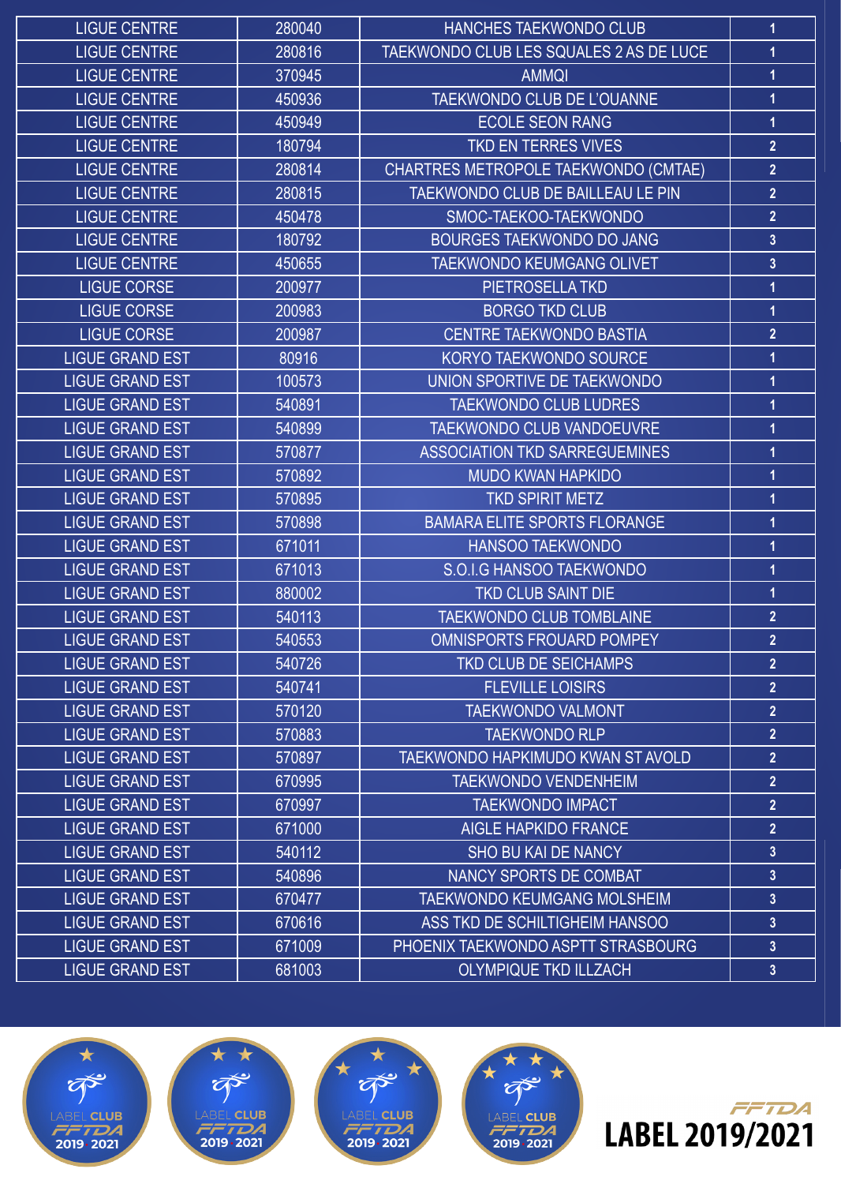| | | | |
|---|---|---|---|
| LIGUE CENTRE | 280040 | HANCHES TAEKWONDO CLUB | 1 |
| LIGUE CENTRE | 280816 | TAEKWONDO CLUB LES SQUALES 2 AS DE LUCE | 1 |
| LIGUE CENTRE | 370945 | AMMQI | 1 |
| LIGUE CENTRE | 450936 | TAEKWONDO CLUB DE L'OUANNE | 1 |
| LIGUE CENTRE | 450949 | ECOLE SEON RANG | 1 |
| LIGUE CENTRE | 180794 | TKD EN TERRES VIVES | 2 |
| LIGUE CENTRE | 280814 | CHARTRES METROPOLE TAEKWONDO (CMTAE) | 2 |
| LIGUE CENTRE | 280815 | TAEKWONDO CLUB DE BAILLEAU LE PIN | 2 |
| LIGUE CENTRE | 450478 | SMOC-TAEKOO-TAEKWONDO | 2 |
| LIGUE CENTRE | 180792 | BOURGES TAEKWONDO DO JANG | 3 |
| LIGUE CENTRE | 450655 | TAEKWONDO KEUMGANG OLIVET | 3 |
| LIGUE CORSE | 200977 | PIETROSELLA TKD | 1 |
| LIGUE CORSE | 200983 | BORGO TKD CLUB | 1 |
| LIGUE CORSE | 200987 | CENTRE TAEKWONDO BASTIA | 2 |
| LIGUE GRAND EST | 80916 | KORYO TAEKWONDO SOURCE | 1 |
| LIGUE GRAND EST | 100573 | UNION SPORTIVE DE TAEKWONDO | 1 |
| LIGUE GRAND EST | 540891 | TAEKWONDO CLUB LUDRES | 1 |
| LIGUE GRAND EST | 540899 | TAEKWONDO CLUB VANDOEUVRE | 1 |
| LIGUE GRAND EST | 570877 | ASSOCIATION TKD SARREGUEMINES | 1 |
| LIGUE GRAND EST | 570892 | MUDO KWAN HAPKIDO | 1 |
| LIGUE GRAND EST | 570895 | TKD SPIRIT METZ | 1 |
| LIGUE GRAND EST | 570898 | BAMARA ELITE SPORTS FLORANGE | 1 |
| LIGUE GRAND EST | 671011 | HANSOO TAEKWONDO | 1 |
| LIGUE GRAND EST | 671013 | S.O.I.G HANSOO TAEKWONDO | 1 |
| LIGUE GRAND EST | 880002 | TKD CLUB SAINT DIE | 1 |
| LIGUE GRAND EST | 540113 | TAEKWONDO CLUB TOMBLAINE | 2 |
| LIGUE GRAND EST | 540553 | OMNISPORTS FROUARD POMPEY | 2 |
| LIGUE GRAND EST | 540726 | TKD CLUB DE SEICHAMPS | 2 |
| LIGUE GRAND EST | 540741 | FLEVILLE LOISIRS | 2 |
| LIGUE GRAND EST | 570120 | TAEKWONDO VALMONT | 2 |
| LIGUE GRAND EST | 570883 | TAEKWONDO RLP | 2 |
| LIGUE GRAND EST | 570897 | TAEKWONDO HAPKIMUDO KWAN ST AVOLD | 2 |
| LIGUE GRAND EST | 670995 | TAEKWONDO VENDENHEIM | 2 |
| LIGUE GRAND EST | 670997 | TAEKWONDO IMPACT | 2 |
| LIGUE GRAND EST | 671000 | AIGLE HAPKIDO FRANCE | 2 |
| LIGUE GRAND EST | 540112 | SHO BU KAI DE NANCY | 3 |
| LIGUE GRAND EST | 540896 | NANCY SPORTS DE COMBAT | 3 |
| LIGUE GRAND EST | 670477 | TAEKWONDO KEUMGANG MOLSHEIM | 3 |
| LIGUE GRAND EST | 670616 | ASS TKD DE SCHILTIGHEIM HANSOO | 3 |
| LIGUE GRAND EST | 671009 | PHOENIX TAEKWONDO ASPTT STRASBOURG | 3 |
| LIGUE GRAND EST | 681003 | OLYMPIQUE TKD ILLZACH | 3 |

LABEL CLUB FFTDA 2019 2021

**FFTDA LABEL 2019/2021**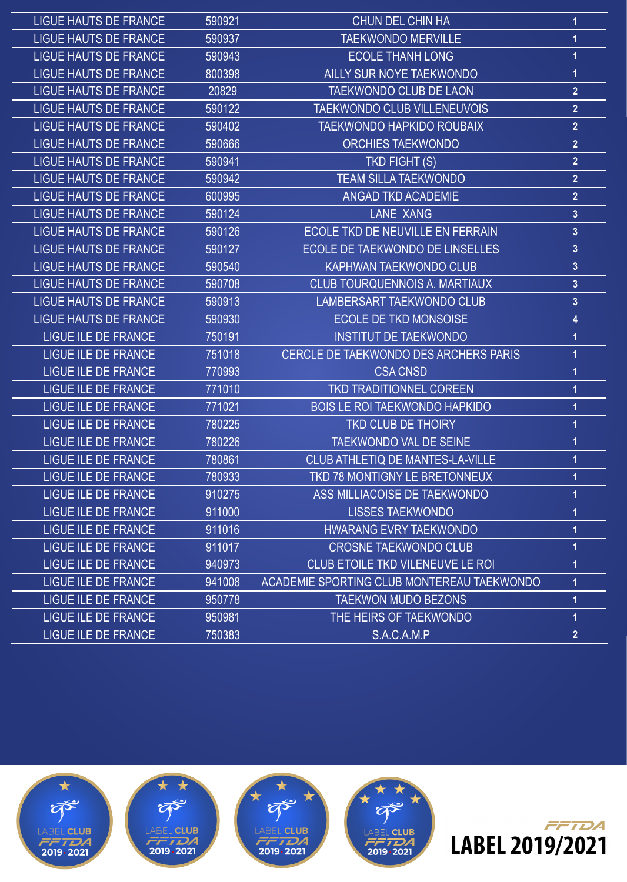| | | | |
|---|---|---|---|
| LIGUE HAUTS DE FRANCE | 590921 | CHUN DEL CHIN HA | 1 |
| LIGUE HAUTS DE FRANCE | 590937 | TAEKWONDO MERVILLE | 1 |
| LIGUE HAUTS DE FRANCE | 590943 | ECOLE THANH LONG | 1 |
| LIGUE HAUTS DE FRANCE | 800398 | AILLY SUR NOYE TAEKWONDO | 1 |
| LIGUE HAUTS DE FRANCE | 20829 | TAEKWONDO CLUB DE LAON | 2 |
| LIGUE HAUTS DE FRANCE | 590122 | TAEKWONDO CLUB VILLENEUVOIS | 2 |
| LIGUE HAUTS DE FRANCE | 590402 | TAEKWONDO HAPKIDO ROUBAIX | 2 |
| LIGUE HAUTS DE FRANCE | 590666 | ORCHIES TAEKWONDO | 2 |
| LIGUE HAUTS DE FRANCE | 590941 | TKD FIGHT (S) | 2 |
| LIGUE HAUTS DE FRANCE | 590942 | TEAM SILLA TAEKWONDO | 2 |
| LIGUE HAUTS DE FRANCE | 600995 | ANGAD TKD ACADEMIE | 2 |
| LIGUE HAUTS DE FRANCE | 590124 | LANE XANG | 3 |
| LIGUE HAUTS DE FRANCE | 590126 | ECOLE TKD DE NEUVILLE EN FERRAIN | 3 |
| LIGUE HAUTS DE FRANCE | 590127 | ECOLE DE TAEKWONDO DE LINSELLES | 3 |
| LIGUE HAUTS DE FRANCE | 590540 | KAPHWAN TAEKWONDO CLUB | 3 |
| LIGUE HAUTS DE FRANCE | 590708 | CLUB TOURQUENNOIS A. MARTIAUX | 3 |
| LIGUE HAUTS DE FRANCE | 590913 | LAMBERSART TAEKWONDO CLUB | 3 |
| LIGUE HAUTS DE FRANCE | 590930 | ECOLE DE TKD MONSOISE | 4 |
| LIGUE ILE DE FRANCE | 750191 | INSTITUT DE TAEKWONDO | 1 |
| LIGUE ILE DE FRANCE | 751018 | CERCLE DE TAEKWONDO DES ARCHERS PARIS | 1 |
| LIGUE ILE DE FRANCE | 770993 | CSA CNSD | 1 |
| LIGUE ILE DE FRANCE | 771010 | TKD TRADITIONNEL COREEN | 1 |
| LIGUE ILE DE FRANCE | 771021 | BOIS LE ROI TAEKWONDO HAPKIDO | 1 |
| LIGUE ILE DE FRANCE | 780225 | TKD CLUB DE THOIRY | 1 |
| LIGUE ILE DE FRANCE | 780226 | TAEKWONDO VAL DE SEINE | 1 |
| LIGUE ILE DE FRANCE | 780861 | CLUB ATHLETIQ DE MANTES-LA-VILLE | 1 |
| LIGUE ILE DE FRANCE | 780933 | TKD 78 MONTIGNY LE BRETONNEUX | 1 |
| LIGUE ILE DE FRANCE | 910275 | ASS MILLIACOISE DE TAEKWONDO | 1 |
| LIGUE ILE DE FRANCE | 911000 | LISSES TAEKWONDO | 1 |
| LIGUE ILE DE FRANCE | 911016 | HWARANG EVRY TAEKWONDO | 1 |
| LIGUE ILE DE FRANCE | 911017 | CROSNE TAEKWONDO CLUB | 1 |
| LIGUE ILE DE FRANCE | 940973 | CLUB ETOILE TKD VILENEUVE LE ROI | 1 |
| LIGUE ILE DE FRANCE | 941008 | ACADEMIE SPORTING CLUB MONTEREAU TAEKWONDO | 1 |
| LIGUE ILE DE FRANCE | 950778 | TAEKWON MUDO BEZONS | 1 |
| LIGUE ILE DE FRANCE | 950981 | THE HEIRS OF TAEKWONDO | 1 |
| LIGUE ILE DE FRANCE | 750383 | S.A.C.A.M.P | 2 |

FFTDA **LABEL 2019/2021**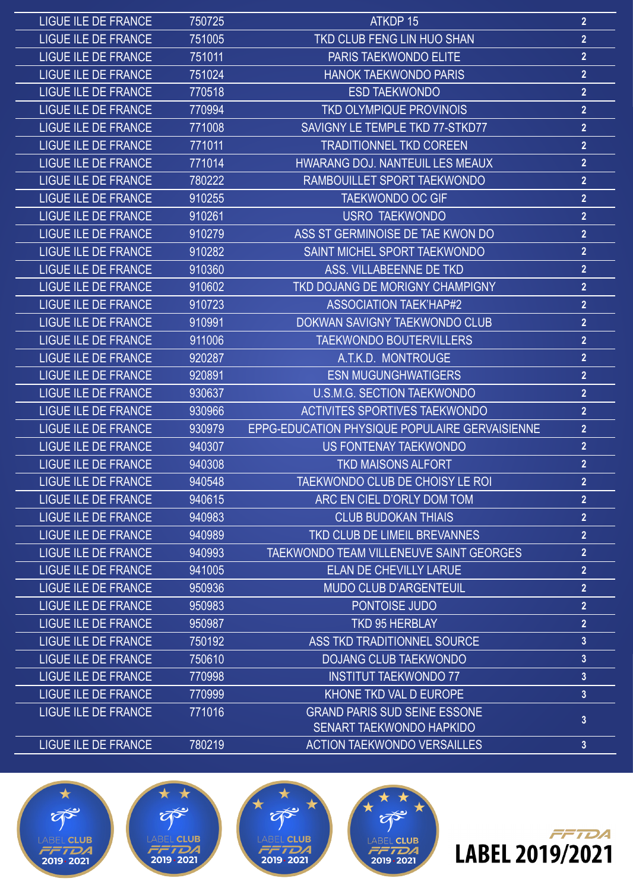| | | | |
|---|---|---|---|
| LIGUE ILE DE FRANCE | 750725 | ATKDP 15 | 2 |
| LIGUE ILE DE FRANCE | 751005 | TKD CLUB FENG LIN HUO SHAN | 2 |
| LIGUE ILE DE FRANCE | 751011 | PARIS TAEKWONDO ELITE | 2 |
| LIGUE ILE DE FRANCE | 751024 | HANOK TAEKWONDO PARIS | 2 |
| LIGUE ILE DE FRANCE | 770518 | ESD TAEKWONDO | 2 |
| LIGUE ILE DE FRANCE | 770994 | TKD OLYMPIQUE PROVINOIS | 2 |
| LIGUE ILE DE FRANCE | 771008 | SAVIGNY LE TEMPLE TKD 77-STKD77 | 2 |
| LIGUE ILE DE FRANCE | 771011 | TRADITIONNEL TKD COREEN | 2 |
| LIGUE ILE DE FRANCE | 771014 | HWARANG DOJ. NANTEUIL LES MEAUX | 2 |
| LIGUE ILE DE FRANCE | 780222 | RAMBOUILLET SPORT TAEKWONDO | 2 |
| LIGUE ILE DE FRANCE | 910255 | TAEKWONDO OC GIF | 2 |
| LIGUE ILE DE FRANCE | 910261 | USRO TAEKWONDO | 2 |
| LIGUE ILE DE FRANCE | 910279 | ASS ST GERMINOISE DE TAE KWON DO | 2 |
| LIGUE ILE DE FRANCE | 910282 | SAINT MICHEL SPORT TAEKWONDO | 2 |
| LIGUE ILE DE FRANCE | 910360 | ASS. VILLABEENNE DE TKD | 2 |
| LIGUE ILE DE FRANCE | 910602 | TKD DOJANG DE MORIGNY CHAMPIGNY | 2 |
| LIGUE ILE DE FRANCE | 910723 | ASSOCIATION TAEK'HAP#2 | 2 |
| LIGUE ILE DE FRANCE | 910991 | DOKWAN SAVIGNY TAEKWONDO CLUB | 2 |
| LIGUE ILE DE FRANCE | 911006 | TAEKWONDO BOUTERVILLERS | 2 |
| LIGUE ILE DE FRANCE | 920287 | A.T.K.D. MONTROUGE | 2 |
| LIGUE ILE DE FRANCE | 920891 | ESN MUGUNGHWATIGERS | 2 |
| LIGUE ILE DE FRANCE | 930637 | U.S.M.G. SECTION TAEKWONDO | 2 |
| LIGUE ILE DE FRANCE | 930966 | ACTIVITES SPORTIVES TAEKWONDO | 2 |
| LIGUE ILE DE FRANCE | 930979 | EPPG-EDUCATION PHYSIQUE POPULAIRE GERVAISIENNE | 2 |
| LIGUE ILE DE FRANCE | 940307 | US FONTENAY TAEKWONDO | 2 |
| LIGUE ILE DE FRANCE | 940308 | TKD MAISONS ALFORT | 2 |
| LIGUE ILE DE FRANCE | 940548 | TAEKWONDO CLUB DE CHOISY LE ROI | 2 |
| LIGUE ILE DE FRANCE | 940615 | ARC EN CIEL D'ORLY DOM TOM | 2 |
| LIGUE ILE DE FRANCE | 940983 | CLUB BUDOKAN THIAIS | 2 |
| LIGUE ILE DE FRANCE | 940989 | TKD CLUB DE LIMEIL BREVANNES | 2 |
| LIGUE ILE DE FRANCE | 940993 | TAEKWONDO TEAM VILLENEUVE SAINT GEORGES | 2 |
| LIGUE ILE DE FRANCE | 941005 | ELAN DE CHEVILLY LARUE | 2 |
| LIGUE ILE DE FRANCE | 950936 | MUDO CLUB D'ARGENTEUIL | 2 |
| LIGUE ILE DE FRANCE | 950983 | PONTOISE JUDO | 2 |
| LIGUE ILE DE FRANCE | 950987 | TKD 95 HERBLAY | 2 |
| LIGUE ILE DE FRANCE | 750192 | ASS TKD TRADITIONNEL SOURCE | 3 |
| LIGUE ILE DE FRANCE | 750610 | DOJANG CLUB TAEKWONDO | 3 |
| LIGUE ILE DE FRANCE | 770998 | INSTITUT TAEKWONDO 77 | 3 |
| LIGUE ILE DE FRANCE | 770999 | KHONE TKD VAL D EUROPE | 3 |
| LIGUE ILE DE FRANCE | 771016 | GRAND PARIS SUD SEINE ESSONE SENART TAEKWONDO HAPKIDO | 3 |
| LIGUE ILE DE FRANCE | 780219 | ACTION TAEKWONDO VERSAILLES | 3 |

LABEL CLUB FFTDA 2019 2021

**FFTDA LABEL 2019/2021**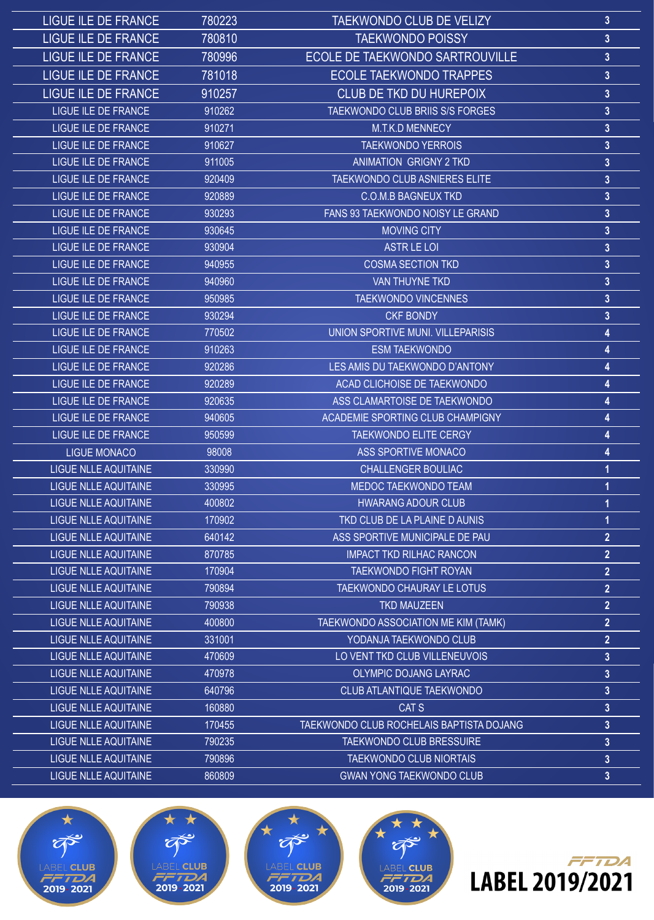| LIGUE ILE DE FRANCE | 780223 | TAEKWONDO CLUB DE VELIZY | 3 |
|---|---|---|---|
| LIGUE ILE DE FRANCE | 780810 | TAEKWONDO POISSY | 3 |
| LIGUE ILE DE FRANCE | 780996 | ECOLE DE TAEKWONDO SARTROUVILLE | 3 |
| LIGUE ILE DE FRANCE | 781018 | ECOLE TAEKWONDO TRAPPES | 3 |
| LIGUE ILE DE FRANCE | 910257 | CLUB DE TKD DU HUREPOIX | 3 |
| LIGUE ILE DE FRANCE | 910262 | TAEKWONDO CLUB BRIIS S/S FORGES | 3 |
| LIGUE ILE DE FRANCE | 910271 | M.T.K.D MENNECY | 3 |
| LIGUE ILE DE FRANCE | 910627 | TAEKWONDO YERROIS | 3 |
| LIGUE ILE DE FRANCE | 911005 | ANIMATION GRIGNY 2 TKD | 3 |
| LIGUE ILE DE FRANCE | 920409 | TAEKWONDO CLUB ASNIERES ELITE | 3 |
| LIGUE ILE DE FRANCE | 920889 | C.O.M.B BAGNEUX TKD | 3 |
| LIGUE ILE DE FRANCE | 930293 | FANS 93 TAEKWONDO NOISY LE GRAND | 3 |
| LIGUE ILE DE FRANCE | 930645 | MOVING CITY | 3 |
| LIGUE ILE DE FRANCE | 930904 | ASTR LE LOI | 3 |
| LIGUE ILE DE FRANCE | 940955 | COSMA SECTION TKD | 3 |
| LIGUE ILE DE FRANCE | 940960 | VAN THUYNE TKD | 3 |
| LIGUE ILE DE FRANCE | 950985 | TAEKWONDO VINCENNES | 3 |
| LIGUE ILE DE FRANCE | 930294 | CKF BONDY | 3 |
| LIGUE ILE DE FRANCE | 770502 | UNION SPORTIVE MUNI. VILLEPARISIS | 4 |
| LIGUE ILE DE FRANCE | 910263 | ESM TAEKWONDO | 4 |
| LIGUE ILE DE FRANCE | 920286 | LES AMIS DU TAEKWONDO D'ANTONY | 4 |
| LIGUE ILE DE FRANCE | 920289 | ACAD CLICHOISE DE TAEKWONDO | 4 |
| LIGUE ILE DE FRANCE | 920635 | ASS CLAMARTOISE DE TAEKWONDO | 4 |
| LIGUE ILE DE FRANCE | 940605 | ACADEMIE SPORTING CLUB CHAMPIGNY | 4 |
| LIGUE ILE DE FRANCE | 950599 | TAEKWONDO ELITE CERGY | 4 |
| LIGUE MONACO | 98008 | ASS SPORTIVE MONACO | 4 |
| LIGUE NLLE AQUITAINE | 330990 | CHALLENGER BOULIAC | 1 |
| LIGUE NLLE AQUITAINE | 330995 | MEDOC TAEKWONDO TEAM | 1 |
| LIGUE NLLE AQUITAINE | 400802 | HWARANG ADOUR CLUB | 1 |
| LIGUE NLLE AQUITAINE | 170902 | TKD CLUB DE LA PLAINE D AUNIS | 1 |
| LIGUE NLLE AQUITAINE | 640142 | ASS SPORTIVE MUNICIPALE DE PAU | 2 |
| LIGUE NLLE AQUITAINE | 870785 | IMPACT TKD RILHAC RANCON | 2 |
| LIGUE NLLE AQUITAINE | 170904 | TAEKWONDO FIGHT ROYAN | 2 |
| LIGUE NLLE AQUITAINE | 790894 | TAEKWONDO CHAURAY LE LOTUS | 2 |
| LIGUE NLLE AQUITAINE | 790938 | TKD MAUZEEN | 2 |
| LIGUE NLLE AQUITAINE | 400800 | TAEKWONDO ASSOCIATION ME KIM (TAMK) | 2 |
| LIGUE NLLE AQUITAINE | 331001 | YODANJA TAEKWONDO CLUB | 2 |
| LIGUE NLLE AQUITAINE | 470609 | LO VENT TKD CLUB VILLENEUVOIS | 3 |
| LIGUE NLLE AQUITAINE | 470978 | OLYMPIC DOJANG LAYRAC | 3 |
| LIGUE NLLE AQUITAINE | 640796 | CLUB ATLANTIQUE TAEKWONDO | 3 |
| LIGUE NLLE AQUITAINE | 160880 | CAT S | 3 |
| LIGUE NLLE AQUITAINE | 170455 | TAEKWONDO CLUB ROCHELAIS BAPTISTA DOJANG | 3 |
| LIGUE NLLE AQUITAINE | 790235 | TAEKWONDO CLUB BRESSUIRE | 3 |
| LIGUE NLLE AQUITAINE | 790896 | TAEKWONDO CLUB NIORTAIS | 3 |
| LIGUE NLLE AQUITAINE | 860809 | GWAN YONG TAEKWONDO CLUB | 3 |

LABEL CLUB FFTDA 2019 2021

FFTDA **LABEL 2019/2021**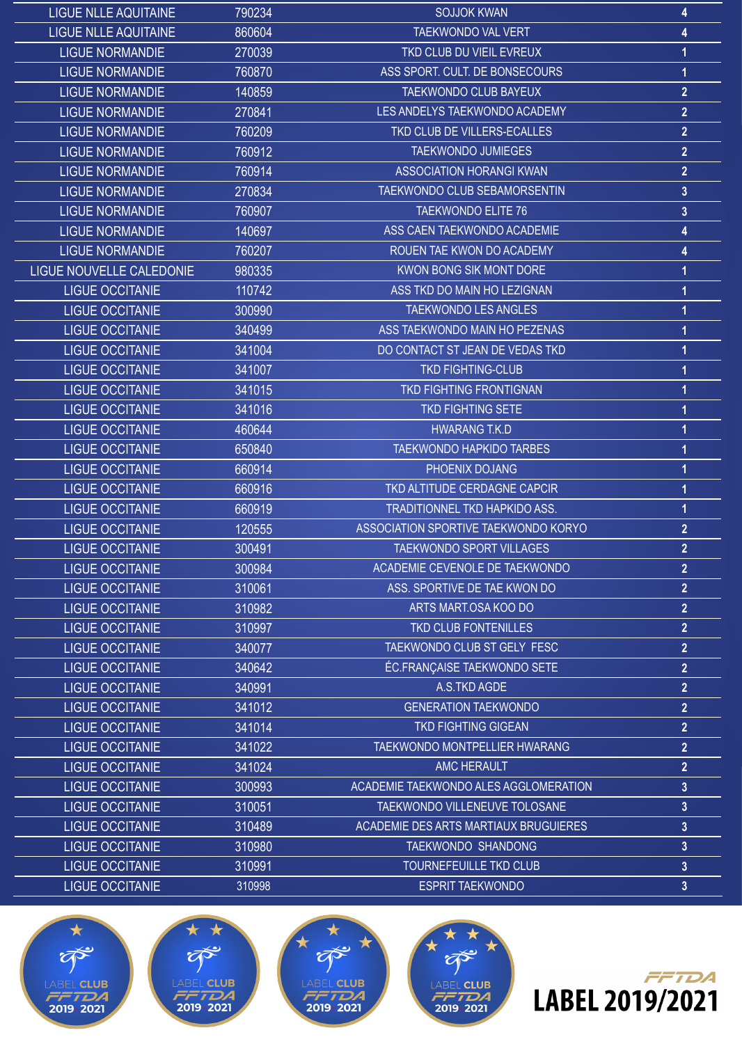| LIGUE | N° | CLUB | LABEL |
|---|---|---|---|
| LIGUE NLLE AQUITAINE | 790234 | SOJJOK KWAN | 4 |
| LIGUE NLLE AQUITAINE | 860604 | TAEKWONDO VAL VERT | 4 |
| LIGUE NORMANDIE | 270039 | TKD CLUB DU VIEIL EVREUX | 1 |
| LIGUE NORMANDIE | 760870 | ASS SPORT. CULT. DE BONSECOURS | 1 |
| LIGUE NORMANDIE | 140859 | TAEKWONDO CLUB BAYEUX | 2 |
| LIGUE NORMANDIE | 270841 | LES ANDELYS TAEKWONDO ACADEMY | 2 |
| LIGUE NORMANDIE | 760209 | TKD CLUB DE VILLERS-ECALLES | 2 |
| LIGUE NORMANDIE | 760912 | TAEKWONDO JUMIEGES | 2 |
| LIGUE NORMANDIE | 760914 | ASSOCIATION HORANGI KWAN | 2 |
| LIGUE NORMANDIE | 270834 | TAEKWONDO CLUB SEBAMORSENTIN | 3 |
| LIGUE NORMANDIE | 760907 | TAEKWONDO ELITE 76 | 3 |
| LIGUE NORMANDIE | 140697 | ASS CAEN TAEKWONDO ACADEMIE | 4 |
| LIGUE NORMANDIE | 760207 | ROUEN TAE KWON DO ACADEMY | 4 |
| LIGUE NOUVELLE CALEDONIE | 980335 | KWON BONG SIK MONT DORE | 1 |
| LIGUE OCCITANIE | 110742 | ASS TKD DO MAIN HO LEZIGNAN | 1 |
| LIGUE OCCITANIE | 300990 | TAEKWONDO LES ANGLES | 1 |
| LIGUE OCCITANIE | 340499 | ASS TAEKWONDO MAIN HO PEZENAS | 1 |
| LIGUE OCCITANIE | 341004 | DO CONTACT ST JEAN DE VEDAS TKD | 1 |
| LIGUE OCCITANIE | 341007 | TKD FIGHTING-CLUB | 1 |
| LIGUE OCCITANIE | 341015 | TKD FIGHTING FRONTIGNAN | 1 |
| LIGUE OCCITANIE | 341016 | TKD FIGHTING SETE | 1 |
| LIGUE OCCITANIE | 460644 | HWARANG T.K.D | 1 |
| LIGUE OCCITANIE | 650840 | TAEKWONDO HAPKIDO TARBES | 1 |
| LIGUE OCCITANIE | 660914 | PHOENIX DOJANG | 1 |
| LIGUE OCCITANIE | 660916 | TKD ALTITUDE CERDAGNE CAPCIR | 1 |
| LIGUE OCCITANIE | 660919 | TRADITIONNEL TKD HAPKIDO ASS. | 1 |
| LIGUE OCCITANIE | 120555 | ASSOCIATION SPORTIVE TAEKWONDO KORYO | 2 |
| LIGUE OCCITANIE | 300491 | TAEKWONDO SPORT VILLAGES | 2 |
| LIGUE OCCITANIE | 300984 | ACADEMIE CEVENOLE DE TAEKWONDO | 2 |
| LIGUE OCCITANIE | 310061 | ASS. SPORTIVE DE TAE KWON DO | 2 |
| LIGUE OCCITANIE | 310982 | ARTS MART.OSA KOO DO | 2 |
| LIGUE OCCITANIE | 310997 | TKD CLUB FONTENILLES | 2 |
| LIGUE OCCITANIE | 340077 | TAEKWONDO CLUB ST GELY FESC | 2 |
| LIGUE OCCITANIE | 340642 | ÉC.FRANÇAISE TAEKWONDO SETE | 2 |
| LIGUE OCCITANIE | 340991 | A.S.TKD AGDE | 2 |
| LIGUE OCCITANIE | 341012 | GENERATION TAEKWONDO | 2 |
| LIGUE OCCITANIE | 341014 | TKD FIGHTING GIGEAN | 2 |
| LIGUE OCCITANIE | 341022 | TAEKWONDO MONTPELLIER HWARANG | 2 |
| LIGUE OCCITANIE | 341024 | AMC HERAULT | 2 |
| LIGUE OCCITANIE | 300993 | ACADEMIE TAEKWONDO ALES AGGLOMERATION | 3 |
| LIGUE OCCITANIE | 310051 | TAEKWONDO VILLENEUVE TOLOSANE | 3 |
| LIGUE OCCITANIE | 310489 | ACADEMIE DES ARTS MARTIAUX BRUGUIERES | 3 |
| LIGUE OCCITANIE | 310980 | TAEKWONDO SHANDONG | 3 |
| LIGUE OCCITANIE | 310991 | TOURNEFEUILLE TKD CLUB | 3 |
| LIGUE OCCITANIE | 310998 | ESPRIT TAEKWONDO | 3 |

LABEL CLUB FFTDA 2019 2021

**FFTDA LABEL 2019/2021**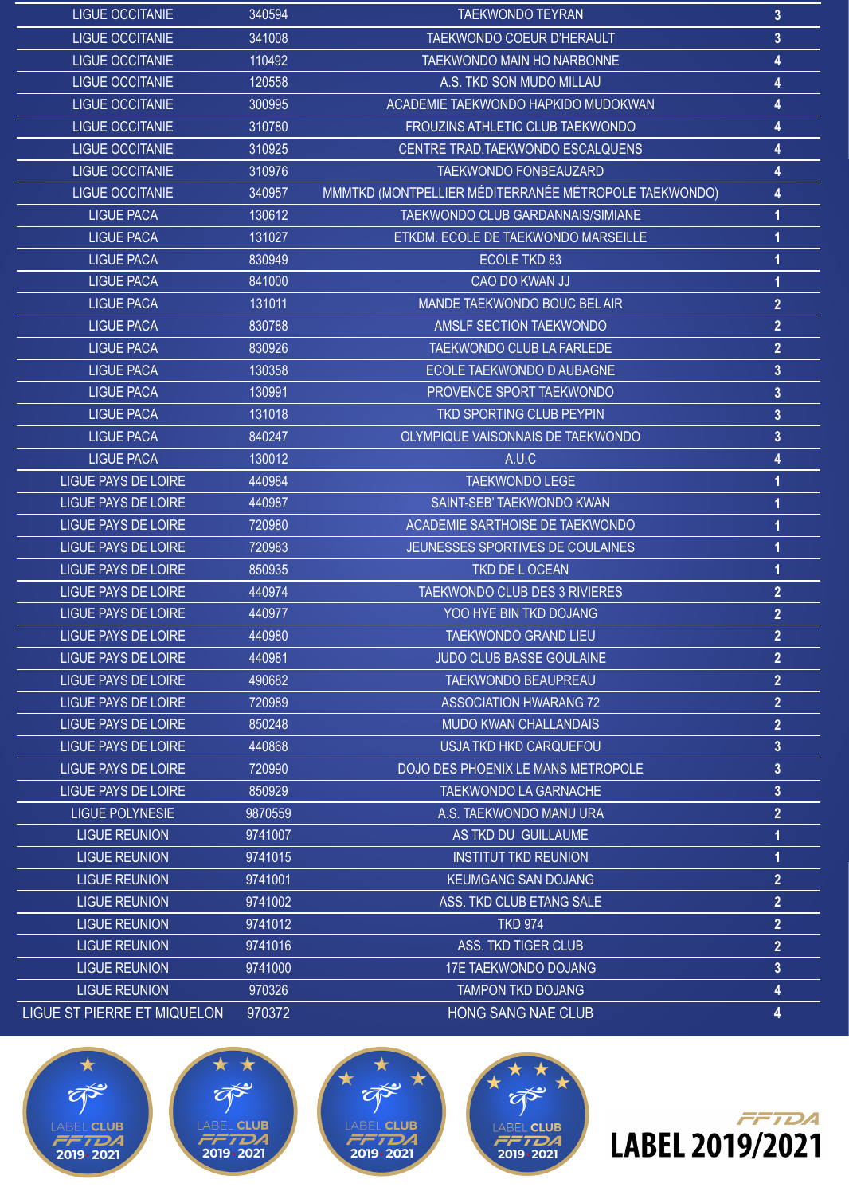| | | | |
|---|---|---|---|
| LIGUE OCCITANIE | 340594 | TAEKWONDO TEYRAN | 3 |
| LIGUE OCCITANIE | 341008 | TAEKWONDO COEUR D'HERAULT | 3 |
| LIGUE OCCITANIE | 110492 | TAEKWONDO MAIN HO NARBONNE | 4 |
| LIGUE OCCITANIE | 120558 | A.S. TKD SON MUDO MILLAU | 4 |
| LIGUE OCCITANIE | 300995 | ACADEMIE TAEKWONDO HAPKIDO MUDOKWAN | 4 |
| LIGUE OCCITANIE | 310780 | FROUZINS ATHLETIC CLUB TAEKWONDO | 4 |
| LIGUE OCCITANIE | 310925 | CENTRE TRAD.TAEKWONDO ESCALQUENS | 4 |
| LIGUE OCCITANIE | 310976 | TAEKWONDO FONBEAUZARD | 4 |
| LIGUE OCCITANIE | 340957 | MMMTKD (MONTPELLIER MÉDITERRANÉE MÉTROPOLE TAEKWONDO) | 4 |
| LIGUE PACA | 130612 | TAEKWONDO CLUB GARDANNAIS/SIMIANE | 1 |
| LIGUE PACA | 131027 | ETKDM. ECOLE DE TAEKWONDO MARSEILLE | 1 |
| LIGUE PACA | 830949 | ECOLE TKD 83 | 1 |
| LIGUE PACA | 841000 | CAO DO KWAN JJ | 1 |
| LIGUE PACA | 131011 | MANDE TAEKWONDO BOUC BEL AIR | 2 |
| LIGUE PACA | 830788 | AMSLF SECTION TAEKWONDO | 2 |
| LIGUE PACA | 830926 | TAEKWONDO CLUB LA FARLEDE | 2 |
| LIGUE PACA | 130358 | ECOLE TAEKWONDO D AUBAGNE | 3 |
| LIGUE PACA | 130991 | PROVENCE SPORT TAEKWONDO | 3 |
| LIGUE PACA | 131018 | TKD SPORTING CLUB PEYPIN | 3 |
| LIGUE PACA | 840247 | OLYMPIQUE VAISONNAIS DE TAEKWONDO | 3 |
| LIGUE PACA | 130012 | A.U.C | 4 |
| LIGUE PAYS DE LOIRE | 440984 | TAEKWONDO LEGE | 1 |
| LIGUE PAYS DE LOIRE | 440987 | SAINT-SEB' TAEKWONDO KWAN | 1 |
| LIGUE PAYS DE LOIRE | 720980 | ACADEMIE SARTHOISE DE TAEKWONDO | 1 |
| LIGUE PAYS DE LOIRE | 720983 | JEUNESSES SPORTIVES DE COULAINES | 1 |
| LIGUE PAYS DE LOIRE | 850935 | TKD DE L OCEAN | 1 |
| LIGUE PAYS DE LOIRE | 440974 | TAEKWONDO CLUB DES 3 RIVIERES | 2 |
| LIGUE PAYS DE LOIRE | 440977 | YOO HYE BIN TKD DOJANG | 2 |
| LIGUE PAYS DE LOIRE | 440980 | TAEKWONDO GRAND LIEU | 2 |
| LIGUE PAYS DE LOIRE | 440981 | JUDO CLUB BASSE GOULAINE | 2 |
| LIGUE PAYS DE LOIRE | 490682 | TAEKWONDO BEAUPREAU | 2 |
| LIGUE PAYS DE LOIRE | 720989 | ASSOCIATION HWARANG 72 | 2 |
| LIGUE PAYS DE LOIRE | 850248 | MUDO KWAN CHALLANDAIS | 2 |
| LIGUE PAYS DE LOIRE | 440868 | USJA TKD HKD CARQUEFOU | 3 |
| LIGUE PAYS DE LOIRE | 720990 | DOJO DES PHOENIX LE MANS METROPOLE | 3 |
| LIGUE PAYS DE LOIRE | 850929 | TAEKWONDO LA GARNACHE | 3 |
| LIGUE POLYNESIE | 9870559 | A.S. TAEKWONDO MANU URA | 2 |
| LIGUE REUNION | 9741007 | AS TKD DU GUILLAUME | 1 |
| LIGUE REUNION | 9741015 | INSTITUT TKD REUNION | 1 |
| LIGUE REUNION | 9741001 | KEUMGANG SAN DOJANG | 2 |
| LIGUE REUNION | 9741002 | ASS. TKD CLUB ETANG SALE | 2 |
| LIGUE REUNION | 9741012 | TKD 974 | 2 |
| LIGUE REUNION | 9741016 | ASS. TKD TIGER CLUB | 2 |
| LIGUE REUNION | 9741000 | 17E TAEKWONDO DOJANG | 3 |
| LIGUE REUNION | 970326 | TAMPON TKD DOJANG | 4 |
| LIGUE ST PIERRE ET MIQUELON | 970372 | HONG SANG NAE CLUB | 4 |

LABEL CLUB FFTDA 2019-2021

LABEL CLUB FFTDA 2019-2021

LABEL CLUB FFTDA 2019-2021

LABEL CLUB FFTDA 2019-2021

FFTDA

**LABEL 2019/2021**